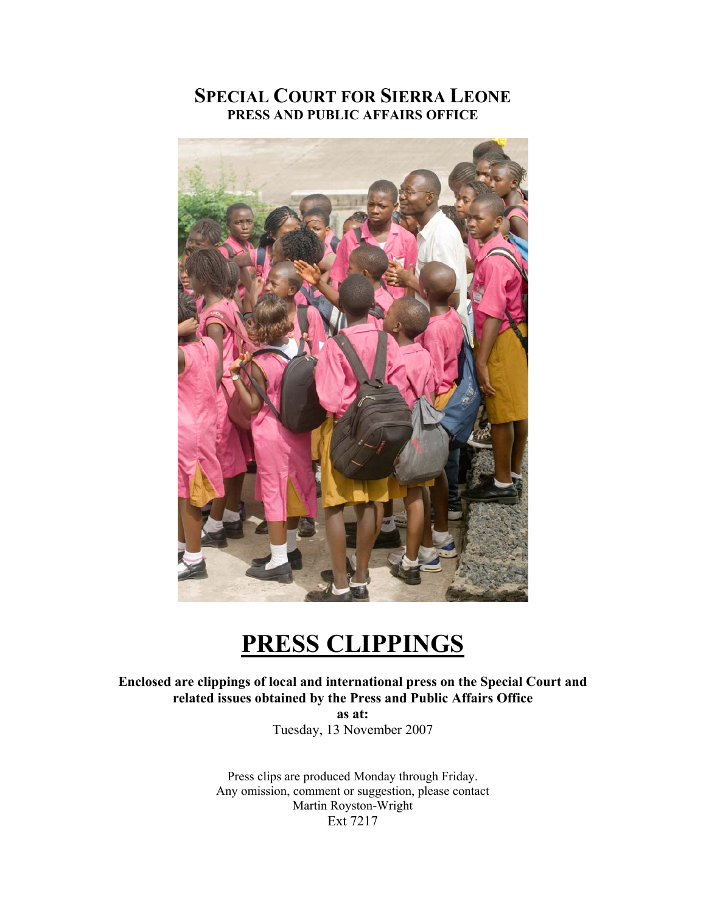# Special Court for Sierra Leone
## PRESS AND PUBLIC AFFAIRS OFFICE

# PRESS CLIPPINGS

**Enclosed are clippings of local and international press on the Special Court and related issues obtained by the Press and Public Affairs Office**
**as at:**
Tuesday, 13 November 2007

Press clips are produced Monday through Friday.
Any omission, comment or suggestion, please contact
Martin Royston-Wright
Ext 7217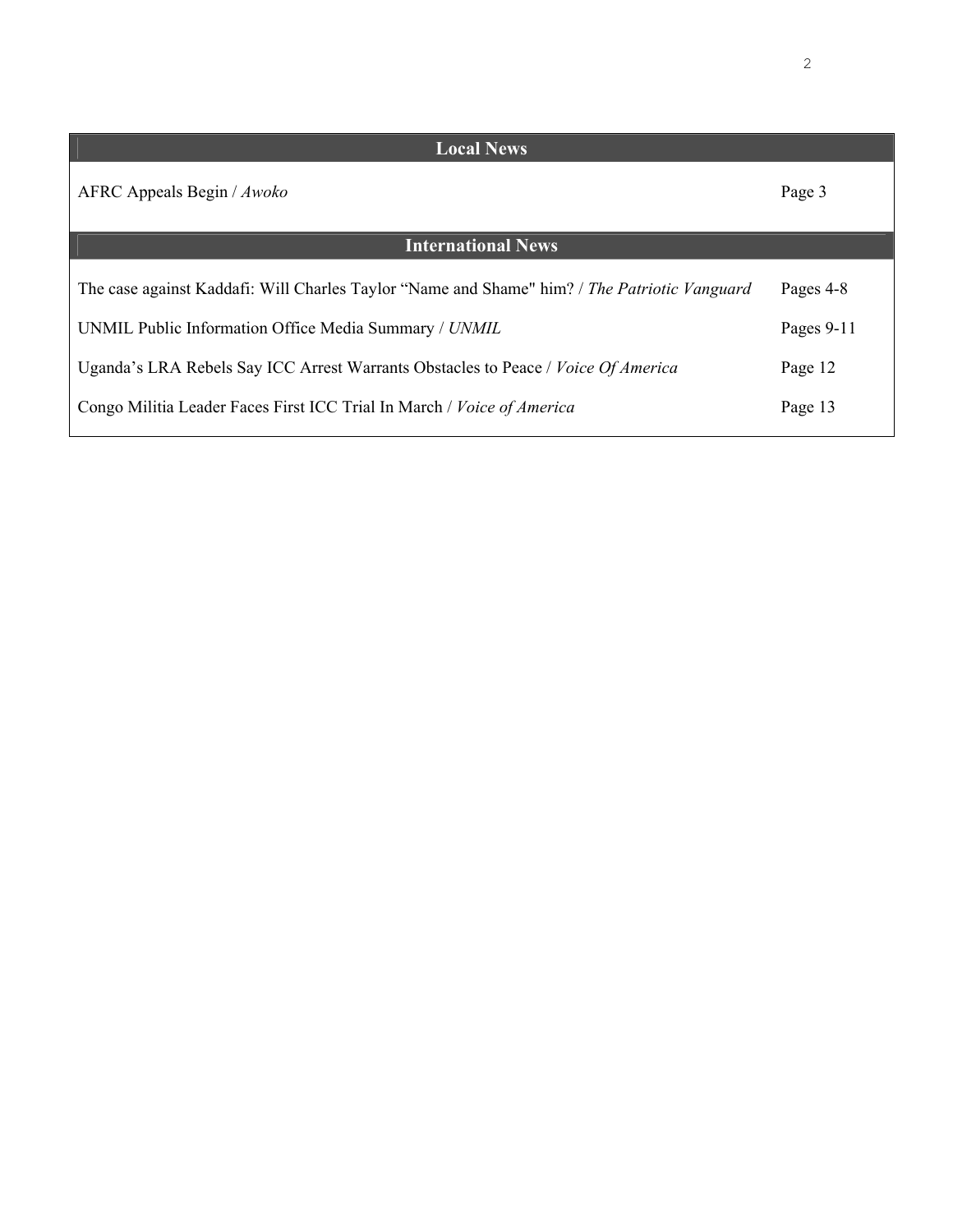| Local News | |
|---|---|
| AFRC Appeals Begin / *Awoko* | Page 3 |
| **International News** | |
| The case against Kaddafi: Will Charles Taylor “Name and Shame" him? / *The Patriotic Vanguard* | Pages 4-8 |
| UNMIL Public Information Office Media Summary / *UNMIL* | Pages 9-11 |
| Uganda’s LRA Rebels Say ICC Arrest Warrants Obstacles to Peace / *Voice Of America* | Page 12 |
| Congo Militia Leader Faces First ICC Trial In March / *Voice of America* | Page 13 |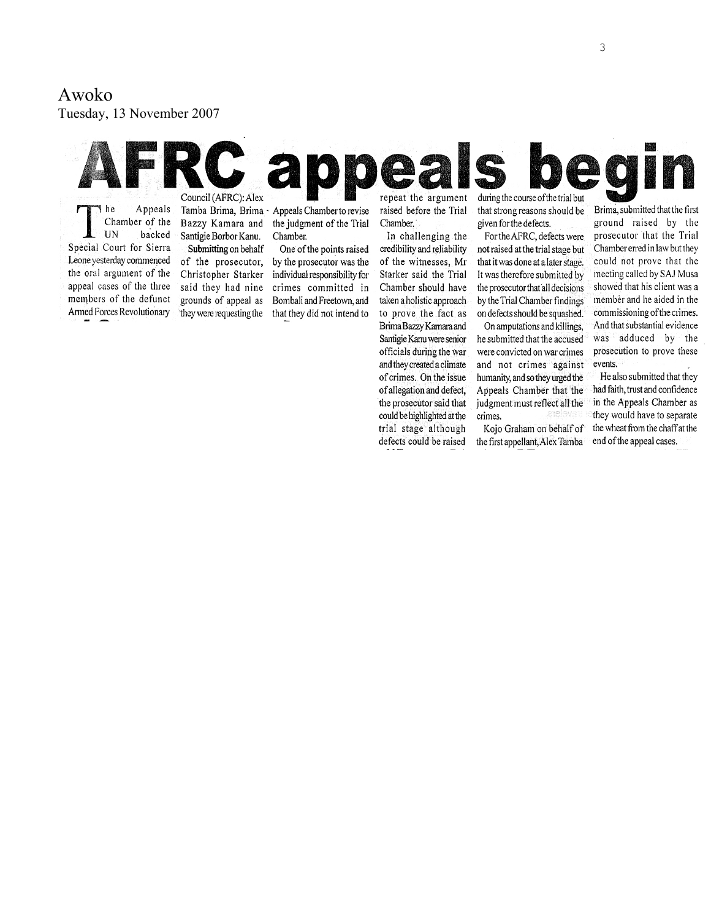Awoko
Tuesday, 13 November 2007

# AFRC appeals begin

The Appeals Chamber of the UN backed Special Court for Sierra Leone yesterday commenced the oral argument of the appeal cases of the three members of the defunct Armed Forces Revolutionary Council (AFRC): Alex Tamba Brima, Brima Bazzy Kamara and Santigie Borbor Kanu.

Submitting on behalf of the prosecutor, Christopher Starker said they had nine grounds of appeal as they were requesting the Appeals Chamber to revise the judgment of the Trial Chamber.

One of the points raised by the prosecutor was the individual responsibility for crimes committed in Bombali and Freetown, and that they did not intend to repeat the argument raised before the Trial Chamber.

In challenging the credibility and reliability of the witnesses, Mr Starker said the Trial Chamber should have taken a holistic approach to prove the fact as Brima Bazzy Kamara and Santigie Kanu were senior officials during the war and they created a climate of crimes. On the issue of allegation and defect, the prosecutor said that could be highlighted at the trial stage although defects could be raised during the course of the trial but that strong reasons should be given for the defects.

For the AFRC, defects were not raised at the trial stage but that it was done at a later stage. It was therefore submitted by the prosecutor that all decisions by the Trial Chamber findings on defects should be squashed.

On amputations and killings, he submitted that the accused were convicted on war crimes and not crimes against humanity, and so they urged the Appeals Chamber that the judgment must reflect all the crimes.

Kojo Graham on behalf of the first appellant, Alex Tamba Brima, submitted that the first ground raised by the prosecutor that the Trial Chamber erred in law but they could not prove that the meeting called by SAJ Musa showed that his client was a member and he aided in the commissioning of the crimes. And that substantial evidence was adduced by the prosecution to prove these events.

He also submitted that they had faith, trust and confidence in the Appeals Chamber as they would have to separate the wheat from the chaff at the end of the appeal cases.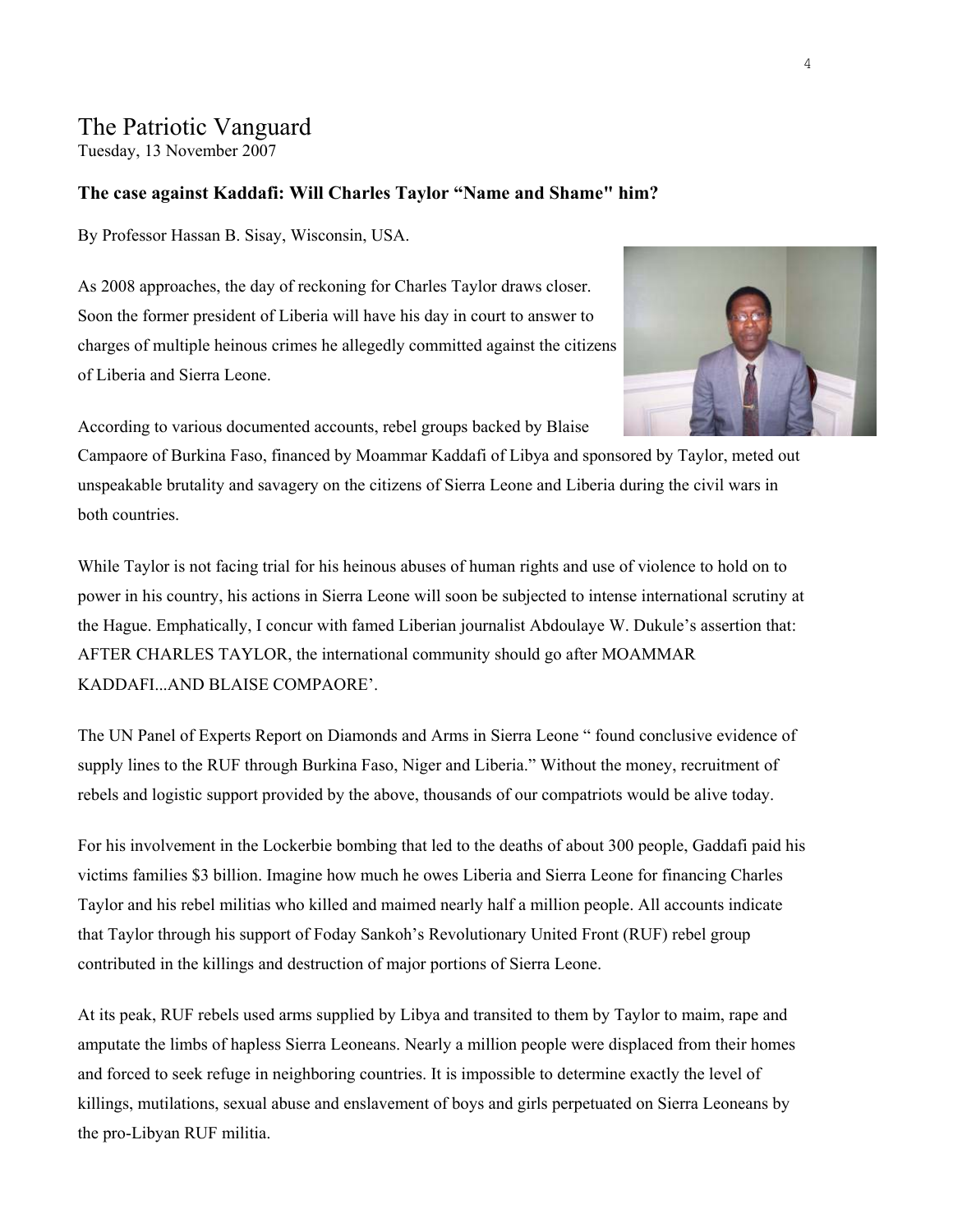# The Patriotic Vanguard

Tuesday, 13 November 2007

### The case against Kaddafi: Will Charles Taylor "Name and Shame" him?

By Professor Hassan B. Sisay, Wisconsin, USA.

As 2008 approaches, the day of reckoning for Charles Taylor draws closer. Soon the former president of Liberia will have his day in court to answer to charges of multiple heinous crimes he allegedly committed against the citizens of Liberia and Sierra Leone.

According to various documented accounts, rebel groups backed by Blaise Campaore of Burkina Faso, financed by Moammar Kaddafi of Libya and sponsored by Taylor, meted out unspeakable brutality and savagery on the citizens of Sierra Leone and Liberia during the civil wars in both countries.

While Taylor is not facing trial for his heinous abuses of human rights and use of violence to hold on to power in his country, his actions in Sierra Leone will soon be subjected to intense international scrutiny at the Hague. Emphatically, I concur with famed Liberian journalist Abdoulaye W. Dukule's assertion that: AFTER CHARLES TAYLOR, the international community should go after MOAMMAR KADDAFI...AND BLAISE COMPAORE'.

The UN Panel of Experts Report on Diamonds and Arms in Sierra Leone " found conclusive evidence of supply lines to the RUF through Burkina Faso, Niger and Liberia." Without the money, recruitment of rebels and logistic support provided by the above, thousands of our compatriots would be alive today.

For his involvement in the Lockerbie bombing that led to the deaths of about 300 people, Gaddafi paid his victims families $3 billion. Imagine how much he owes Liberia and Sierra Leone for financing Charles Taylor and his rebel militias who killed and maimed nearly half a million people. All accounts indicate that Taylor through his support of Foday Sankoh's Revolutionary United Front (RUF) rebel group contributed in the killings and destruction of major portions of Sierra Leone.

At its peak, RUF rebels used arms supplied by Libya and transited to them by Taylor to maim, rape and amputate the limbs of hapless Sierra Leoneans. Nearly a million people were displaced from their homes and forced to seek refuge in neighboring countries. It is impossible to determine exactly the level of killings, mutilations, sexual abuse and enslavement of boys and girls perpetuated on Sierra Leoneans by the pro-Libyan RUF militia.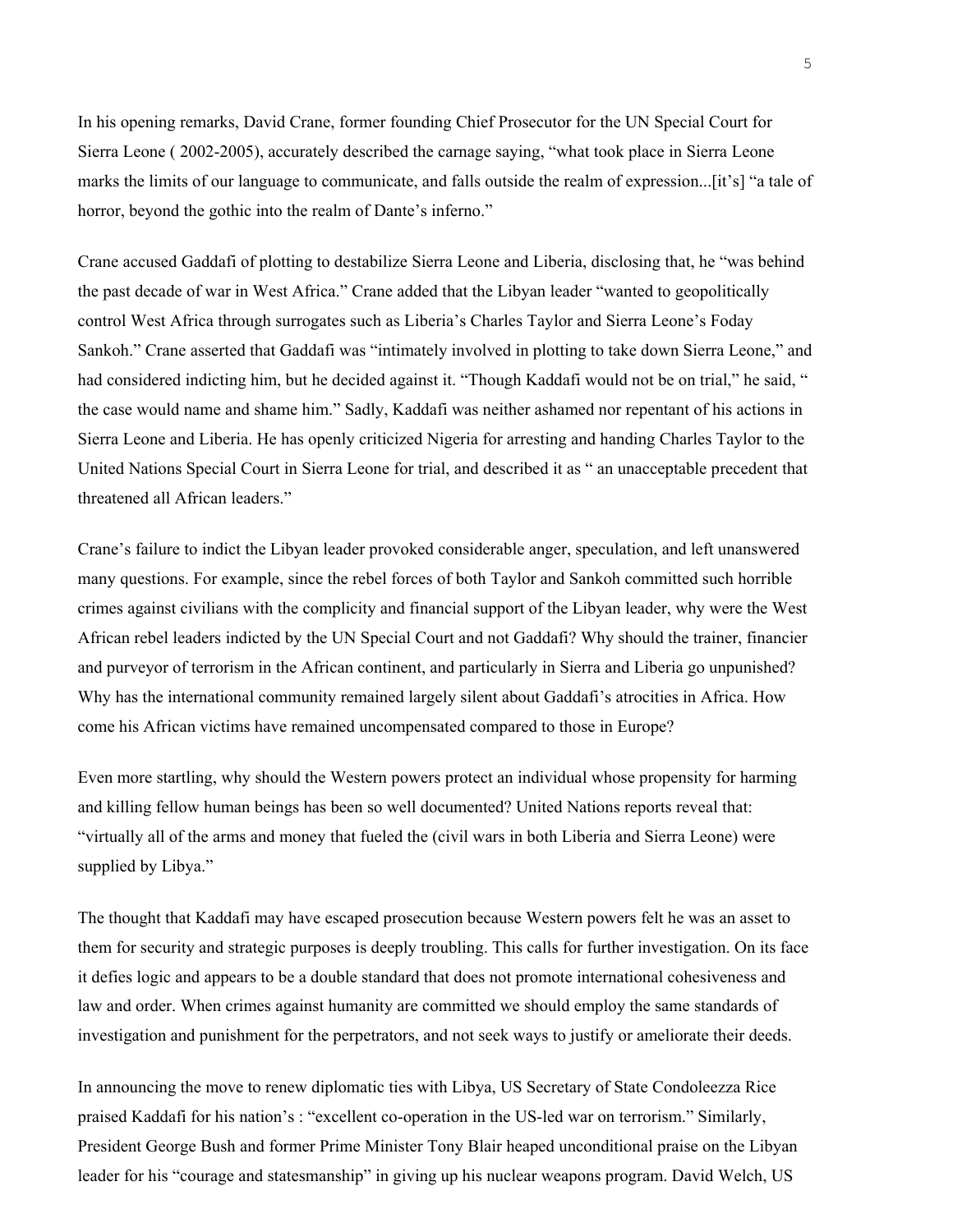In his opening remarks, David Crane, former founding Chief Prosecutor for the UN Special Court for Sierra Leone ( 2002-2005), accurately described the carnage saying, "what took place in Sierra Leone marks the limits of our language to communicate, and falls outside the realm of expression...[it's] "a tale of horror, beyond the gothic into the realm of Dante's inferno."

Crane accused Gaddafi of plotting to destabilize Sierra Leone and Liberia, disclosing that, he "was behind the past decade of war in West Africa." Crane added that the Libyan leader "wanted to geopolitically control West Africa through surrogates such as Liberia's Charles Taylor and Sierra Leone's Foday Sankoh." Crane asserted that Gaddafi was "intimately involved in plotting to take down Sierra Leone," and had considered indicting him, but he decided against it. "Though Kaddafi would not be on trial," he said, " the case would name and shame him." Sadly, Kaddafi was neither ashamed nor repentant of his actions in Sierra Leone and Liberia. He has openly criticized Nigeria for arresting and handing Charles Taylor to the United Nations Special Court in Sierra Leone for trial, and described it as " an unacceptable precedent that threatened all African leaders."

Crane's failure to indict the Libyan leader provoked considerable anger, speculation, and left unanswered many questions. For example, since the rebel forces of both Taylor and Sankoh committed such horrible crimes against civilians with the complicity and financial support of the Libyan leader, why were the West African rebel leaders indicted by the UN Special Court and not Gaddafi? Why should the trainer, financier and purveyor of terrorism in the African continent, and particularly in Sierra and Liberia go unpunished? Why has the international community remained largely silent about Gaddafi's atrocities in Africa. How come his African victims have remained uncompensated compared to those in Europe?

Even more startling, why should the Western powers protect an individual whose propensity for harming and killing fellow human beings has been so well documented? United Nations reports reveal that: "virtually all of the arms and money that fueled the (civil wars in both Liberia and Sierra Leone) were supplied by Libya."

The thought that Kaddafi may have escaped prosecution because Western powers felt he was an asset to them for security and strategic purposes is deeply troubling. This calls for further investigation. On its face it defies logic and appears to be a double standard that does not promote international cohesiveness and law and order. When crimes against humanity are committed we should employ the same standards of investigation and punishment for the perpetrators, and not seek ways to justify or ameliorate their deeds.

In announcing the move to renew diplomatic ties with Libya, US Secretary of State Condoleezza Rice praised Kaddafi for his nation's : "excellent co-operation in the US-led war on terrorism." Similarly, President George Bush and former Prime Minister Tony Blair heaped unconditional praise on the Libyan leader for his "courage and statesmanship" in giving up his nuclear weapons program. David Welch, US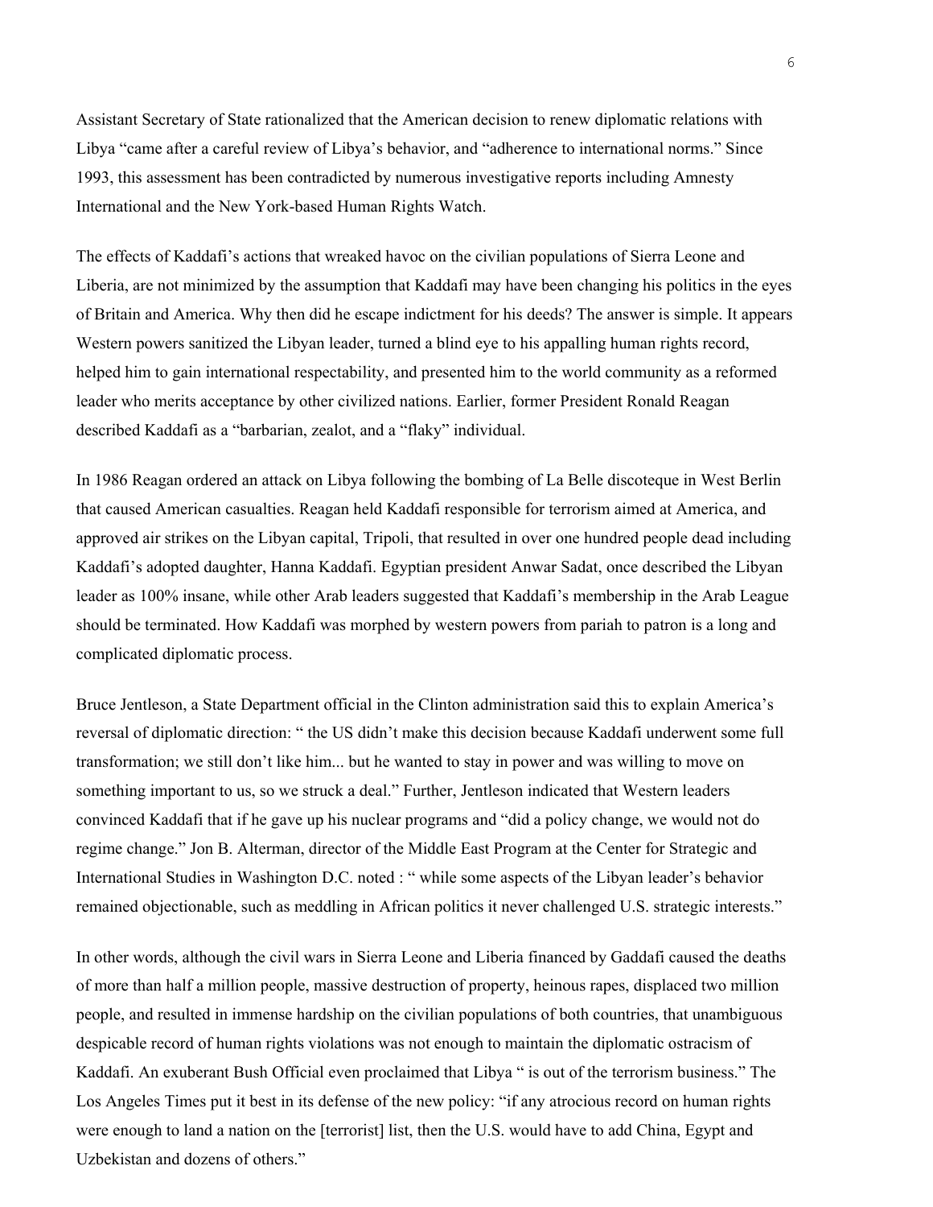Assistant Secretary of State rationalized that the American decision to renew diplomatic relations with Libya "came after a careful review of Libya's behavior, and "adherence to international norms." Since 1993, this assessment has been contradicted by numerous investigative reports including Amnesty International and the New York-based Human Rights Watch.

The effects of Kaddafi's actions that wreaked havoc on the civilian populations of Sierra Leone and Liberia, are not minimized by the assumption that Kaddafi may have been changing his politics in the eyes of Britain and America. Why then did he escape indictment for his deeds? The answer is simple. It appears Western powers sanitized the Libyan leader, turned a blind eye to his appalling human rights record, helped him to gain international respectability, and presented him to the world community as a reformed leader who merits acceptance by other civilized nations. Earlier, former President Ronald Reagan described Kaddafi as a "barbarian, zealot, and a "flaky" individual.

In 1986 Reagan ordered an attack on Libya following the bombing of La Belle discoteque in West Berlin that caused American casualties. Reagan held Kaddafi responsible for terrorism aimed at America, and approved air strikes on the Libyan capital, Tripoli, that resulted in over one hundred people dead including Kaddafi's adopted daughter, Hanna Kaddafi. Egyptian president Anwar Sadat, once described the Libyan leader as 100% insane, while other Arab leaders suggested that Kaddafi's membership in the Arab League should be terminated. How Kaddafi was morphed by western powers from pariah to patron is a long and complicated diplomatic process.

Bruce Jentleson, a State Department official in the Clinton administration said this to explain America's reversal of diplomatic direction: " the US didn't make this decision because Kaddafi underwent some full transformation; we still don't like him... but he wanted to stay in power and was willing to move on something important to us, so we struck a deal." Further, Jentleson indicated that Western leaders convinced Kaddafi that if he gave up his nuclear programs and "did a policy change, we would not do regime change." Jon B. Alterman, director of the Middle East Program at the Center for Strategic and International Studies in Washington D.C. noted : " while some aspects of the Libyan leader's behavior remained objectionable, such as meddling in African politics it never challenged U.S. strategic interests."

In other words, although the civil wars in Sierra Leone and Liberia financed by Gaddafi caused the deaths of more than half a million people, massive destruction of property, heinous rapes, displaced two million people, and resulted in immense hardship on the civilian populations of both countries, that unambiguous despicable record of human rights violations was not enough to maintain the diplomatic ostracism of Kaddafi. An exuberant Bush Official even proclaimed that Libya " is out of the terrorism business." The Los Angeles Times put it best in its defense of the new policy: "if any atrocious record on human rights were enough to land a nation on the [terrorist] list, then the U.S. would have to add China, Egypt and Uzbekistan and dozens of others."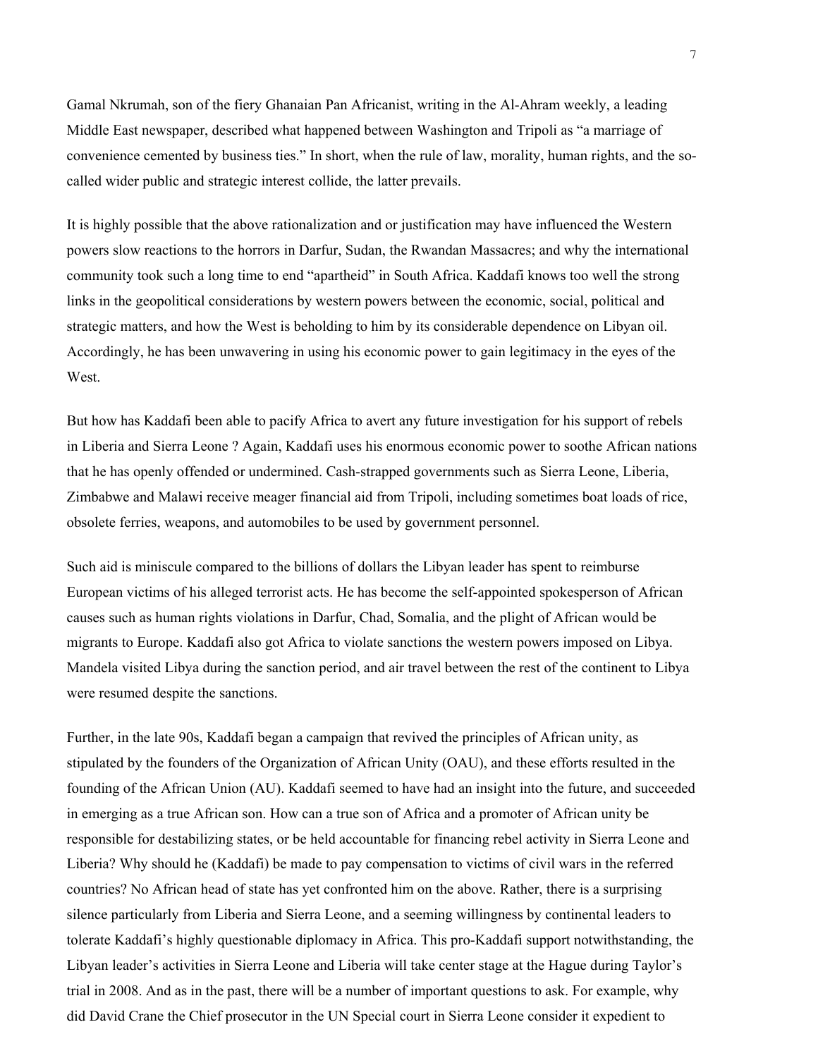Gamal Nkrumah, son of the fiery Ghanaian Pan Africanist, writing in the Al-Ahram weekly, a leading Middle East newspaper, described what happened between Washington and Tripoli as "a marriage of convenience cemented by business ties." In short, when the rule of law, morality, human rights, and the so-called wider public and strategic interest collide, the latter prevails.

It is highly possible that the above rationalization and or justification may have influenced the Western powers slow reactions to the horrors in Darfur, Sudan, the Rwandan Massacres; and why the international community took such a long time to end "apartheid" in South Africa. Kaddafi knows too well the strong links in the geopolitical considerations by western powers between the economic, social, political and strategic matters, and how the West is beholding to him by its considerable dependence on Libyan oil. Accordingly, he has been unwavering in using his economic power to gain legitimacy in the eyes of the West.

But how has Kaddafi been able to pacify Africa to avert any future investigation for his support of rebels in Liberia and Sierra Leone ? Again, Kaddafi uses his enormous economic power to soothe African nations that he has openly offended or undermined. Cash-strapped governments such as Sierra Leone, Liberia, Zimbabwe and Malawi receive meager financial aid from Tripoli, including sometimes boat loads of rice, obsolete ferries, weapons, and automobiles to be used by government personnel.

Such aid is miniscule compared to the billions of dollars the Libyan leader has spent to reimburse European victims of his alleged terrorist acts. He has become the self-appointed spokesperson of African causes such as human rights violations in Darfur, Chad, Somalia, and the plight of African would be migrants to Europe. Kaddafi also got Africa to violate sanctions the western powers imposed on Libya. Mandela visited Libya during the sanction period, and air travel between the rest of the continent to Libya were resumed despite the sanctions.

Further, in the late 90s, Kaddafi began a campaign that revived the principles of African unity, as stipulated by the founders of the Organization of African Unity (OAU), and these efforts resulted in the founding of the African Union (AU). Kaddafi seemed to have had an insight into the future, and succeeded in emerging as a true African son. How can a true son of Africa and a promoter of African unity be responsible for destabilizing states, or be held accountable for financing rebel activity in Sierra Leone and Liberia? Why should he (Kaddafi) be made to pay compensation to victims of civil wars in the referred countries? No African head of state has yet confronted him on the above. Rather, there is a surprising silence particularly from Liberia and Sierra Leone, and a seeming willingness by continental leaders to tolerate Kaddafi's highly questionable diplomacy in Africa. This pro-Kaddafi support notwithstanding, the Libyan leader's activities in Sierra Leone and Liberia will take center stage at the Hague during Taylor's trial in 2008. And as in the past, there will be a number of important questions to ask. For example, why did David Crane the Chief prosecutor in the UN Special court in Sierra Leone consider it expedient to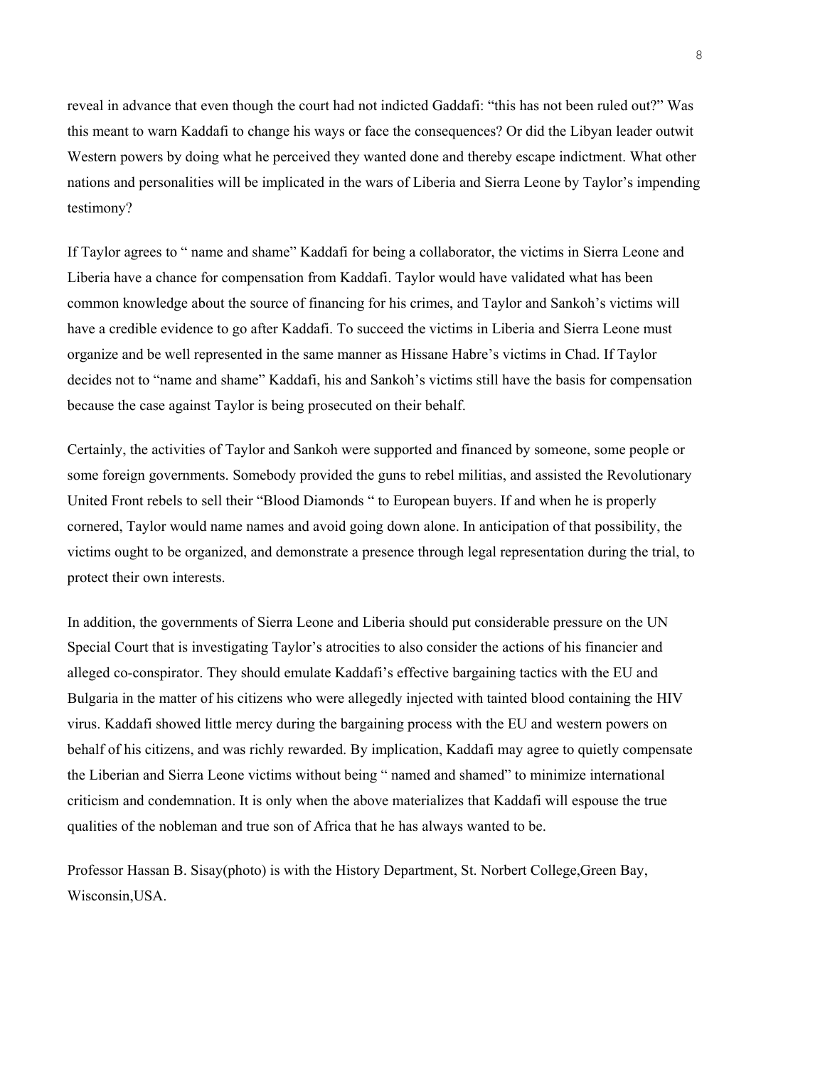reveal in advance that even though the court had not indicted Gaddafi: "this has not been ruled out?" Was this meant to warn Kaddafi to change his ways or face the consequences? Or did the Libyan leader outwit Western powers by doing what he perceived they wanted done and thereby escape indictment. What other nations and personalities will be implicated in the wars of Liberia and Sierra Leone by Taylor's impending testimony?

If Taylor agrees to " name and shame" Kaddafi for being a collaborator, the victims in Sierra Leone and Liberia have a chance for compensation from Kaddafi. Taylor would have validated what has been common knowledge about the source of financing for his crimes, and Taylor and Sankoh's victims will have a credible evidence to go after Kaddafi. To succeed the victims in Liberia and Sierra Leone must organize and be well represented in the same manner as Hissane Habre's victims in Chad. If Taylor decides not to "name and shame" Kaddafi, his and Sankoh's victims still have the basis for compensation because the case against Taylor is being prosecuted on their behalf.

Certainly, the activities of Taylor and Sankoh were supported and financed by someone, some people or some foreign governments. Somebody provided the guns to rebel militias, and assisted the Revolutionary United Front rebels to sell their "Blood Diamonds " to European buyers. If and when he is properly cornered, Taylor would name names and avoid going down alone. In anticipation of that possibility, the victims ought to be organized, and demonstrate a presence through legal representation during the trial, to protect their own interests.

In addition, the governments of Sierra Leone and Liberia should put considerable pressure on the UN Special Court that is investigating Taylor's atrocities to also consider the actions of his financier and alleged co-conspirator. They should emulate Kaddafi's effective bargaining tactics with the EU and Bulgaria in the matter of his citizens who were allegedly injected with tainted blood containing the HIV virus. Kaddafi showed little mercy during the bargaining process with the EU and western powers on behalf of his citizens, and was richly rewarded. By implication, Kaddafi may agree to quietly compensate the Liberian and Sierra Leone victims without being " named and shamed" to minimize international criticism and condemnation. It is only when the above materializes that Kaddafi will espouse the true qualities of the nobleman and true son of Africa that he has always wanted to be.

Professor Hassan B. Sisay(photo) is with the History Department, St. Norbert College,Green Bay, Wisconsin,USA.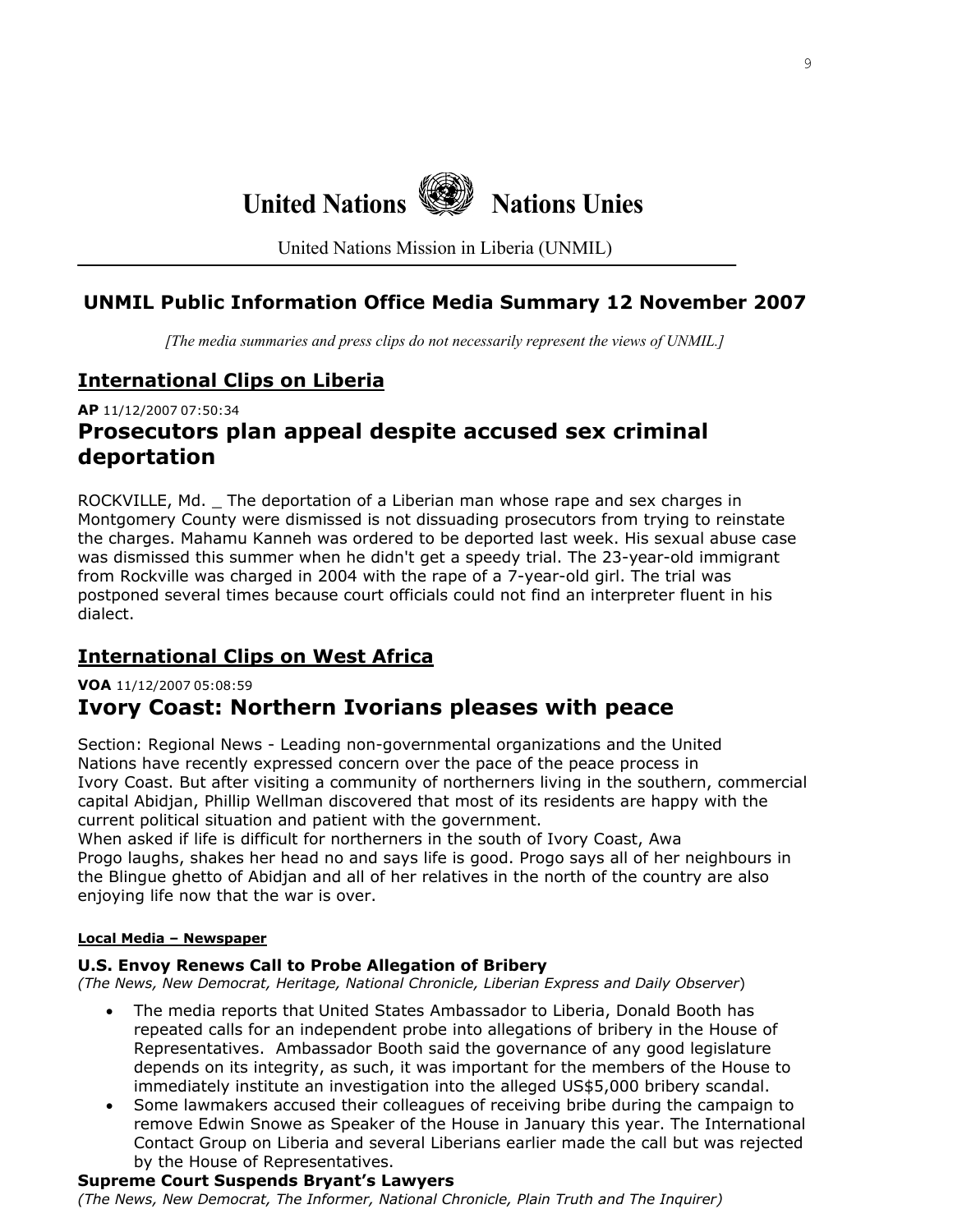# United Nations Nations Unies

United Nations Mission in Liberia (UNMIL)

## UNMIL Public Information Office Media Summary 12 November 2007

*[The media summaries and press clips do not necessarily represent the views of UNMIL.]*

## International Clips on Liberia

**AP** 11/12/2007 07:50:34

### Prosecutors plan appeal despite accused sex criminal deportation

ROCKVILLE, Md. _ The deportation of a Liberian man whose rape and sex charges in Montgomery County were dismissed is not dissuading prosecutors from trying to reinstate the charges. Mahamu Kanneh was ordered to be deported last week. His sexual abuse case was dismissed this summer when he didn't get a speedy trial. The 23-year-old immigrant from Rockville was charged in 2004 with the rape of a 7-year-old girl. The trial was postponed several times because court officials could not find an interpreter fluent in his dialect.

## International Clips on West Africa

**VOA** 11/12/2007 05:08:59

### Ivory Coast: Northern Ivorians pleases with peace

Section: Regional News - Leading non-governmental organizations and the United Nations have recently expressed concern over the pace of the peace process in Ivory Coast. But after visiting a community of northerners living in the southern, commercial capital Abidjan, Phillip Wellman discovered that most of its residents are happy with the current political situation and patient with the government.
When asked if life is difficult for northerners in the south of Ivory Coast, Awa Progo laughs, shakes her head no and says life is good. Progo says all of her neighbours in the Blingue ghetto of Abidjan and all of her relatives in the north of the country are also enjoying life now that the war is over.

#### Local Media – Newspaper

**U.S. Envoy Renews Call to Probe Allegation of Bribery**
*(The News, New Democrat, Heritage, National Chronicle, Liberian Express and Daily Observer)*

- The media reports that United States Ambassador to Liberia, Donald Booth has repeated calls for an independent probe into allegations of bribery in the House of Representatives. Ambassador Booth said the governance of any good legislature depends on its integrity, as such, it was important for the members of the House to immediately institute an investigation into the alleged US$5,000 bribery scandal.
- Some lawmakers accused their colleagues of receiving bribe during the campaign to remove Edwin Snowe as Speaker of the House in January this year. The International Contact Group on Liberia and several Liberians earlier made the call but was rejected by the House of Representatives.

**Supreme Court Suspends Bryant's Lawyers**
*(The News, New Democrat, The Informer, National Chronicle, Plain Truth and The Inquirer)*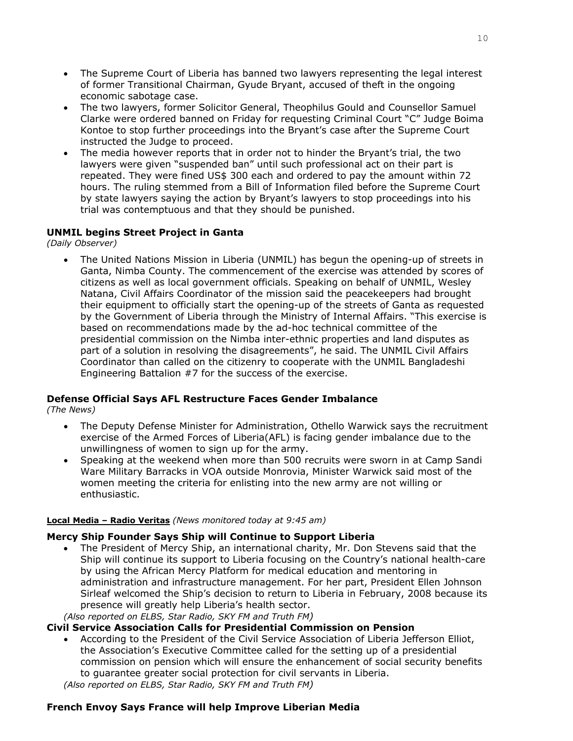- The Supreme Court of Liberia has banned two lawyers representing the legal interest of former Transitional Chairman, Gyude Bryant, accused of theft in the ongoing economic sabotage case.
- The two lawyers, former Solicitor General, Theophilus Gould and Counsellor Samuel Clarke were ordered banned on Friday for requesting Criminal Court "C" Judge Boima Kontoe to stop further proceedings into the Bryant's case after the Supreme Court instructed the Judge to proceed.
- The media however reports that in order not to hinder the Bryant's trial, the two lawyers were given "suspended ban" until such professional act on their part is repeated. They were fined US$ 300 each and ordered to pay the amount within 72 hours. The ruling stemmed from a Bill of Information filed before the Supreme Court by state lawyers saying the action by Bryant's lawyers to stop proceedings into his trial was contemptuous and that they should be punished.

### UNMIL begins Street Project in Ganta

*(Daily Observer)*

- The United Nations Mission in Liberia (UNMIL) has begun the opening-up of streets in Ganta, Nimba County. The commencement of the exercise was attended by scores of citizens as well as local government officials. Speaking on behalf of UNMIL, Wesley Natana, Civil Affairs Coordinator of the mission said the peacekeepers had brought their equipment to officially start the opening-up of the streets of Ganta as requested by the Government of Liberia through the Ministry of Internal Affairs. "This exercise is based on recommendations made by the ad-hoc technical committee of the presidential commission on the Nimba inter-ethnic properties and land disputes as part of a solution in resolving the disagreements", he said. The UNMIL Civil Affairs Coordinator than called on the citizenry to cooperate with the UNMIL Bangladeshi Engineering Battalion #7 for the success of the exercise.

### Defense Official Says AFL Restructure Faces Gender Imbalance

*(The News)*

- The Deputy Defense Minister for Administration, Othello Warwick says the recruitment exercise of the Armed Forces of Liberia(AFL) is facing gender imbalance due to the unwillingness of women to sign up for the army.
- Speaking at the weekend when more than 500 recruits were sworn in at Camp Sandi Ware Military Barracks in VOA outside Monrovia, Minister Warwick said most of the women meeting the criteria for enlisting into the new army are not willing or enthusiastic.

**Local Media – Radio Veritas** *(News monitored today at 9:45 am)*

### Mercy Ship Founder Says Ship will Continue to Support Liberia

- The President of Mercy Ship, an international charity, Mr. Don Stevens said that the Ship will continue its support to Liberia focusing on the Country's national health-care by using the African Mercy Platform for medical education and mentoring in administration and infrastructure management. For her part, President Ellen Johnson Sirleaf welcomed the Ship's decision to return to Liberia in February, 2008 because its presence will greatly help Liberia's health sector.

*(Also reported on ELBS, Star Radio, SKY FM and Truth FM)*

### Civil Service Association Calls for Presidential Commission on Pension

- According to the President of the Civil Service Association of Liberia Jefferson Elliot, the Association's Executive Committee called for the setting up of a presidential commission on pension which will ensure the enhancement of social security benefits to guarantee greater social protection for civil servants in Liberia.

*(Also reported on ELBS, Star Radio, SKY FM and Truth FM)*

### French Envoy Says France will help Improve Liberian Media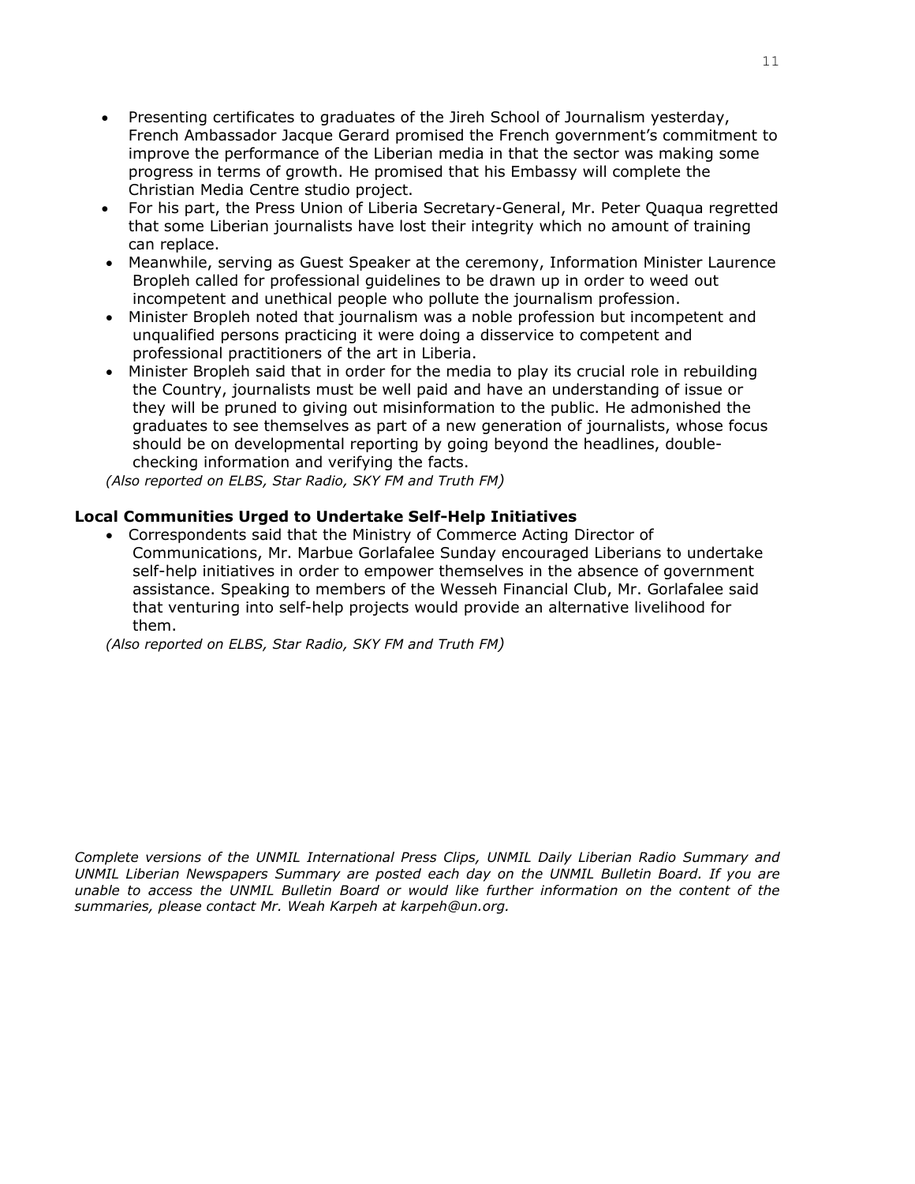- Presenting certificates to graduates of the Jireh School of Journalism yesterday, French Ambassador Jacque Gerard promised the French government's commitment to improve the performance of the Liberian media in that the sector was making some progress in terms of growth. He promised that his Embassy will complete the Christian Media Centre studio project.
- For his part, the Press Union of Liberia Secretary-General, Mr. Peter Quaqua regretted that some Liberian journalists have lost their integrity which no amount of training can replace.
- Meanwhile, serving as Guest Speaker at the ceremony, Information Minister Laurence Bropleh called for professional guidelines to be drawn up in order to weed out incompetent and unethical people who pollute the journalism profession.
- Minister Bropleh noted that journalism was a noble profession but incompetent and unqualified persons practicing it were doing a disservice to competent and professional practitioners of the art in Liberia.
- Minister Bropleh said that in order for the media to play its crucial role in rebuilding the Country, journalists must be well paid and have an understanding of issue or they will be pruned to giving out misinformation to the public. He admonished the graduates to see themselves as part of a new generation of journalists, whose focus should be on developmental reporting by going beyond the headlines, double-checking information and verifying the facts.

*(Also reported on ELBS, Star Radio, SKY FM and Truth FM)*

**Local Communities Urged to Undertake Self-Help Initiatives**

- Correspondents said that the Ministry of Commerce Acting Director of Communications, Mr. Marbue Gorlafalee Sunday encouraged Liberians to undertake self-help initiatives in order to empower themselves in the absence of government assistance. Speaking to members of the Wesseh Financial Club, Mr. Gorlafalee said that venturing into self-help projects would provide an alternative livelihood for them.

*(Also reported on ELBS, Star Radio, SKY FM and Truth FM)*

*Complete versions of the UNMIL International Press Clips, UNMIL Daily Liberian Radio Summary and UNMIL Liberian Newspapers Summary are posted each day on the UNMIL Bulletin Board. If you are unable to access the UNMIL Bulletin Board or would like further information on the content of the summaries, please contact Mr. Weah Karpeh at karpeh@un.org.*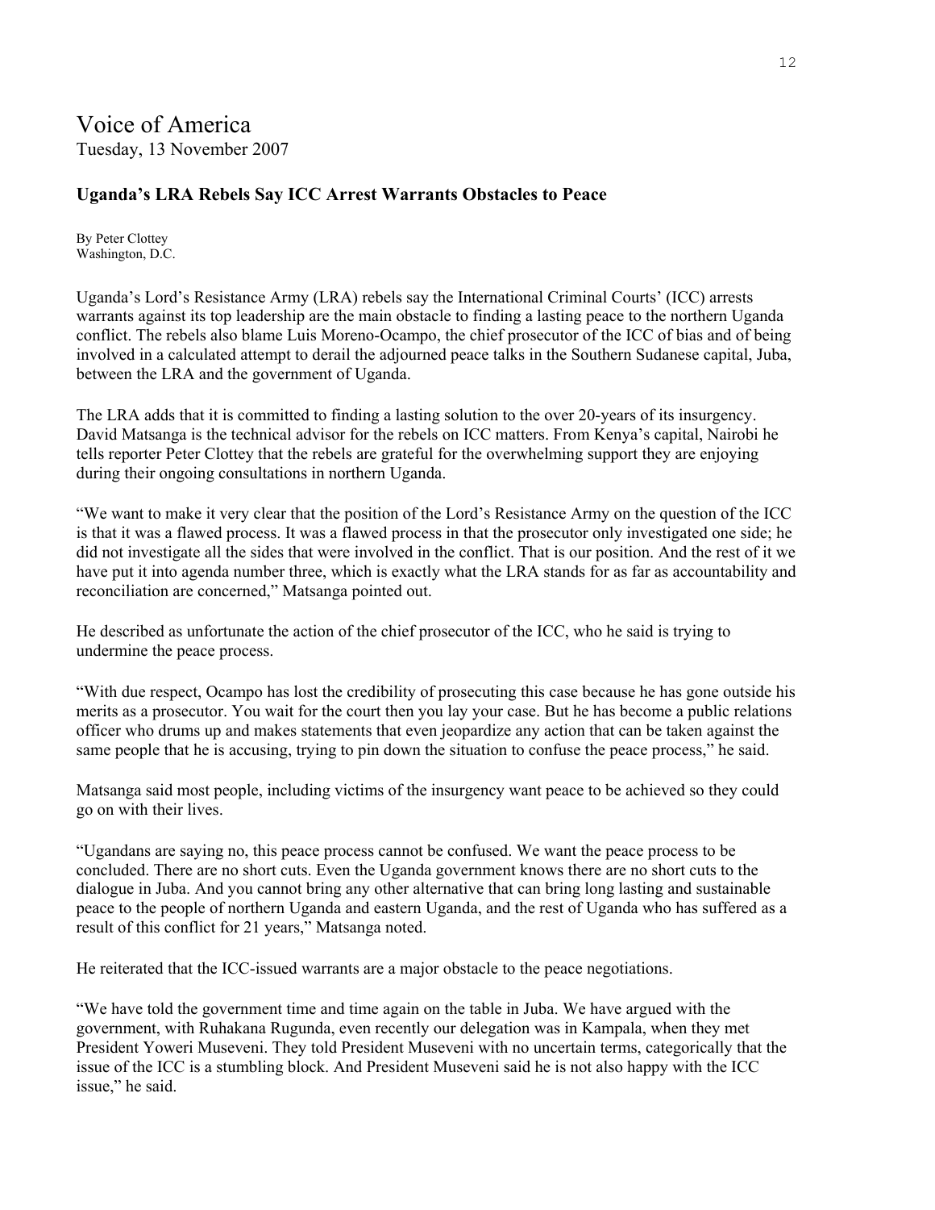# Voice of America

Tuesday, 13 November 2007

### Uganda's LRA Rebels Say ICC Arrest Warrants Obstacles to Peace

By Peter Clottey
Washington, D.C.

Uganda's Lord's Resistance Army (LRA) rebels say the International Criminal Courts' (ICC) arrests warrants against its top leadership are the main obstacle to finding a lasting peace to the northern Uganda conflict. The rebels also blame Luis Moreno-Ocampo, the chief prosecutor of the ICC of bias and of being involved in a calculated attempt to derail the adjourned peace talks in the Southern Sudanese capital, Juba, between the LRA and the government of Uganda.

The LRA adds that it is committed to finding a lasting solution to the over 20-years of its insurgency. David Matsanga is the technical advisor for the rebels on ICC matters. From Kenya's capital, Nairobi he tells reporter Peter Clottey that the rebels are grateful for the overwhelming support they are enjoying during their ongoing consultations in northern Uganda.

"We want to make it very clear that the position of the Lord's Resistance Army on the question of the ICC is that it was a flawed process. It was a flawed process in that the prosecutor only investigated one side; he did not investigate all the sides that were involved in the conflict. That is our position. And the rest of it we have put it into agenda number three, which is exactly what the LRA stands for as far as accountability and reconciliation are concerned," Matsanga pointed out.

He described as unfortunate the action of the chief prosecutor of the ICC, who he said is trying to undermine the peace process.

"With due respect, Ocampo has lost the credibility of prosecuting this case because he has gone outside his merits as a prosecutor. You wait for the court then you lay your case. But he has become a public relations officer who drums up and makes statements that even jeopardize any action that can be taken against the same people that he is accusing, trying to pin down the situation to confuse the peace process," he said.

Matsanga said most people, including victims of the insurgency want peace to be achieved so they could go on with their lives.

"Ugandans are saying no, this peace process cannot be confused. We want the peace process to be concluded. There are no short cuts. Even the Uganda government knows there are no short cuts to the dialogue in Juba. And you cannot bring any other alternative that can bring long lasting and sustainable peace to the people of northern Uganda and eastern Uganda, and the rest of Uganda who has suffered as a result of this conflict for 21 years," Matsanga noted.

He reiterated that the ICC-issued warrants are a major obstacle to the peace negotiations.

"We have told the government time and time again on the table in Juba. We have argued with the government, with Ruhakana Rugunda, even recently our delegation was in Kampala, when they met President Yoweri Museveni. They told President Museveni with no uncertain terms, categorically that the issue of the ICC is a stumbling block. And President Museveni said he is not also happy with the ICC issue," he said.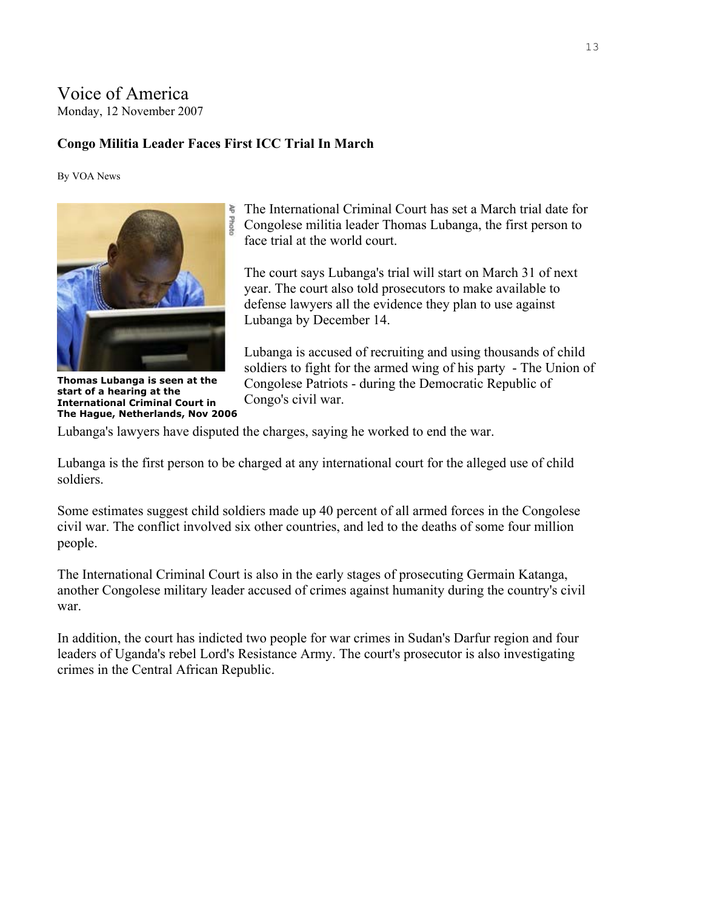# Voice of America

Monday, 12 November 2007

**Congo Militia Leader Faces First ICC Trial In March**

By VOA News

**Thomas Lubanga is seen at the start of a hearing at the International Criminal Court in The Hague, Netherlands, Nov 2006**

The International Criminal Court has set a March trial date for Congolese militia leader Thomas Lubanga, the first person to face trial at the world court.

The court says Lubanga's trial will start on March 31 of next year. The court also told prosecutors to make available to defense lawyers all the evidence they plan to use against Lubanga by December 14.

Lubanga is accused of recruiting and using thousands of child soldiers to fight for the armed wing of his party - The Union of Congolese Patriots - during the Democratic Republic of Congo's civil war.

Lubanga's lawyers have disputed the charges, saying he worked to end the war.

Lubanga is the first person to be charged at any international court for the alleged use of child soldiers.

Some estimates suggest child soldiers made up 40 percent of all armed forces in the Congolese civil war. The conflict involved six other countries, and led to the deaths of some four million people.

The International Criminal Court is also in the early stages of prosecuting Germain Katanga, another Congolese military leader accused of crimes against humanity during the country's civil war.

In addition, the court has indicted two people for war crimes in Sudan's Darfur region and four leaders of Uganda's rebel Lord's Resistance Army. The court's prosecutor is also investigating crimes in the Central African Republic.